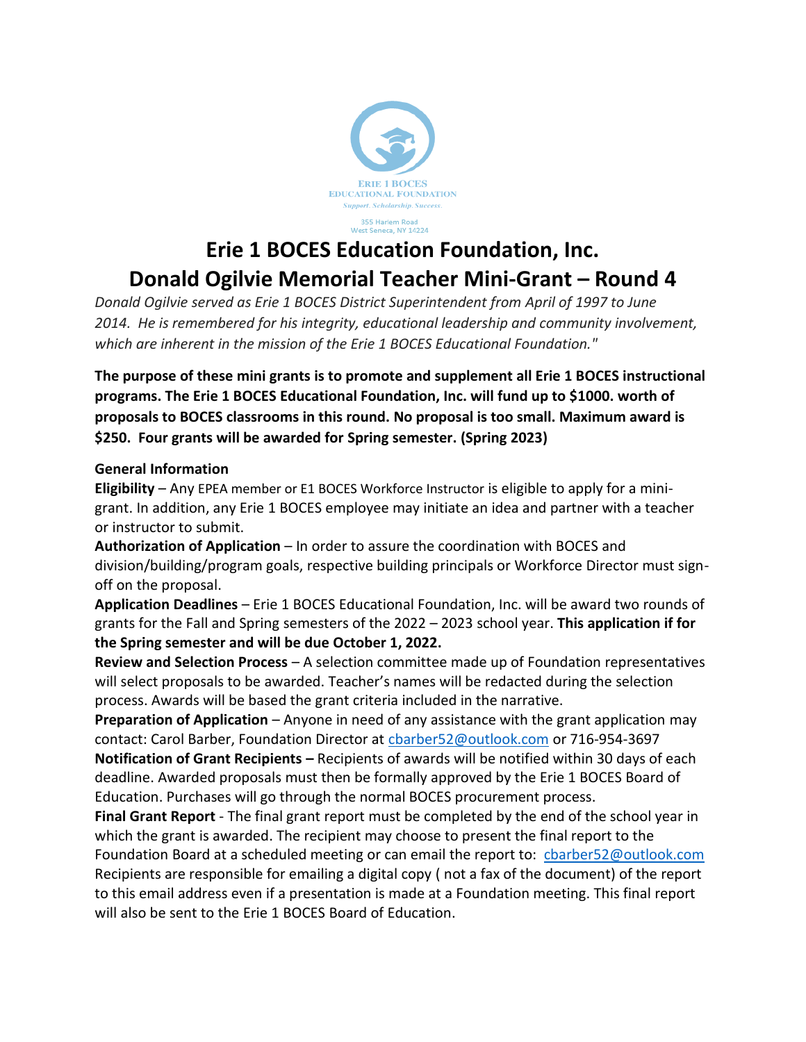ERIE 1 BOCES
EDUCATIONAL FOUNDATION
*Support. Scholarship. Success.*

355 Harlem Road
West Seneca, NY 14224

# Erie 1 BOCES Education Foundation, Inc.
# Donald Ogilvie Memorial Teacher Mini-Grant – Round 4

*Donald Ogilvie served as Erie 1 BOCES District Superintendent from April of 1997 to June 2014. He is remembered for his integrity, educational leadership and community involvement, which are inherent in the mission of the Erie 1 BOCES Educational Foundation."*

**The purpose of these mini grants is to promote and supplement all Erie 1 BOCES instructional programs. The Erie 1 BOCES Educational Foundation, Inc. will fund up to $1000. worth of proposals to BOCES classrooms in this round. No proposal is too small. Maximum award is $250. Four grants will be awarded for Spring semester. (Spring 2023)**

**General Information**

**Eligibility** – Any EPEA member or E1 BOCES Workforce Instructor is eligible to apply for a mini-grant. In addition, any Erie 1 BOCES employee may initiate an idea and partner with a teacher or instructor to submit.

**Authorization of Application** – In order to assure the coordination with BOCES and division/building/program goals, respective building principals or Workforce Director must sign-off on the proposal.

**Application Deadlines** – Erie 1 BOCES Educational Foundation, Inc. will be award two rounds of grants for the Fall and Spring semesters of the 2022 – 2023 school year. **This application if for the Spring semester and will be due October 1, 2022.**

**Review and Selection Process** – A selection committee made up of Foundation representatives will select proposals to be awarded. Teacher's names will be redacted during the selection process. Awards will be based the grant criteria included in the narrative.

**Preparation of Application** – Anyone in need of any assistance with the grant application may contact: Carol Barber, Foundation Director at cbarber52@outlook.com or 716-954-3697

**Notification of Grant Recipients –** Recipients of awards will be notified within 30 days of each deadline. Awarded proposals must then be formally approved by the Erie 1 BOCES Board of Education. Purchases will go through the normal BOCES procurement process.

**Final Grant Report** - The final grant report must be completed by the end of the school year in which the grant is awarded. The recipient may choose to present the final report to the Foundation Board at a scheduled meeting or can email the report to: cbarber52@outlook.com Recipients are responsible for emailing a digital copy ( not a fax of the document) of the report to this email address even if a presentation is made at a Foundation meeting. This final report will also be sent to the Erie 1 BOCES Board of Education.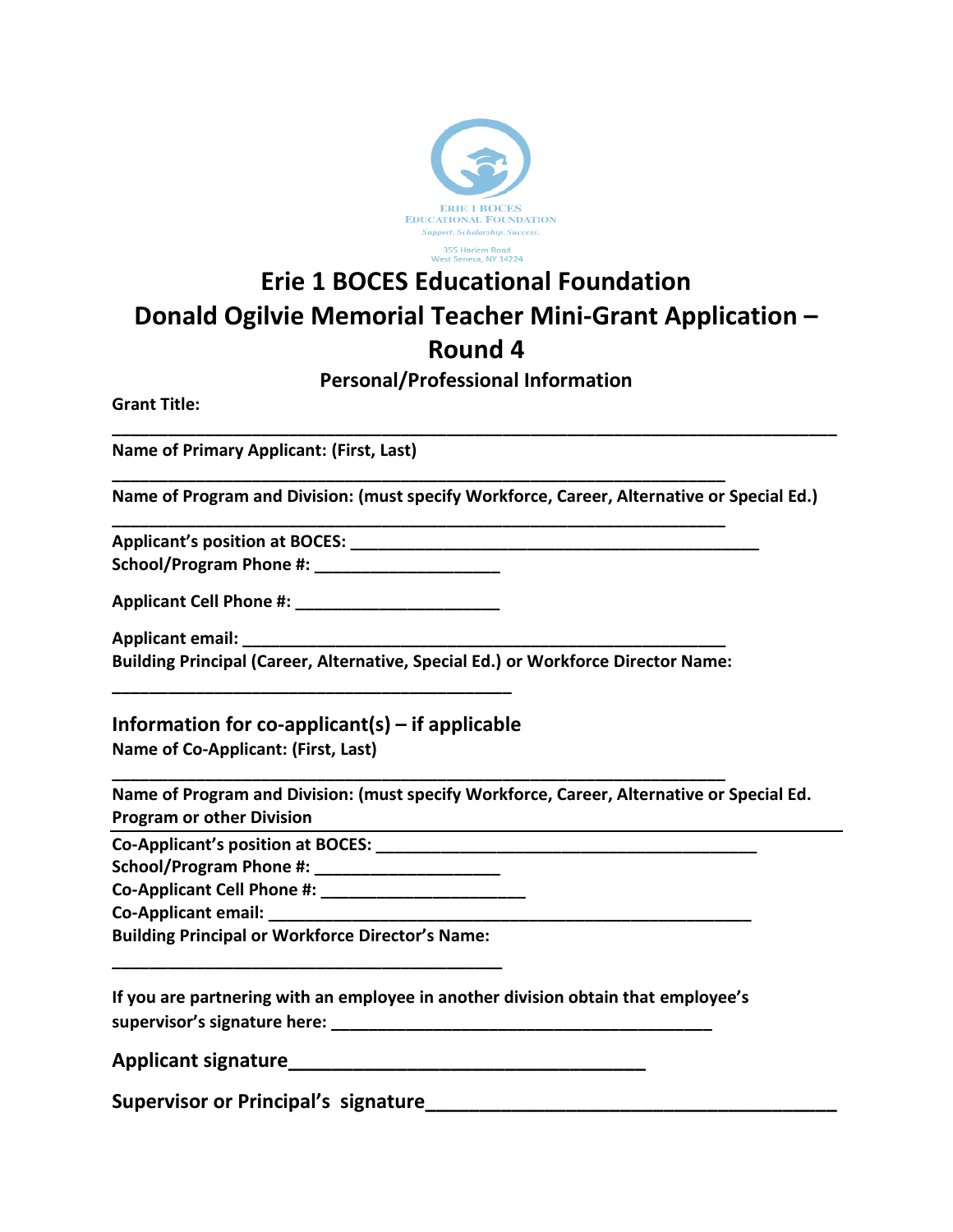ERIE 1 BOCES
EDUCATIONAL FOUNDATION
*Support. Scholarship. Success.*

355 Harlem Road
West Seneca, NY 14224

# Erie 1 BOCES Educational Foundation

# Donald Ogilvie Memorial Teacher Mini-Grant Application – Round 4

## Personal/Professional Information

**Grant Title:**

_______________________________________________________________________________

**Name of Primary Applicant: (First, Last)**

_________________________________________________________________

**Name of Program and Division: (must specify Workforce, Career, Alternative or Special Ed.)**

_________________________________________________________________

**Applicant's position at BOCES:** _____________________________________________

**School/Program Phone #:** ____________________

**Applicant Cell Phone #:** ______________________

**Applicant email:** _____________________________________________________

**Building Principal (Career, Alternative, Special Ed.) or Workforce Director Name:**

____________________________________________

### Information for co-applicant(s) – if applicable

**Name of Co-Applicant: (First, Last)**

_________________________________________________________________

**Name of Program and Division: (must specify Workforce, Career, Alternative or Special Ed. Program or other Division**

_______________________________________________________________________________

**Co-Applicant's position at BOCES:** __________________________________________

**School/Program Phone #:** ____________________

**Co-Applicant Cell Phone #:** ______________________

**Co-Applicant email:** _____________________________________________________

**Building Principal or Workforce Director's Name:**

____________________________________________

**If you are partnering with an employee in another division obtain that employee's supervisor's signature here:** __________________________________________

**Applicant signature**________________________________

**Supervisor or Principal's signature**____________________________________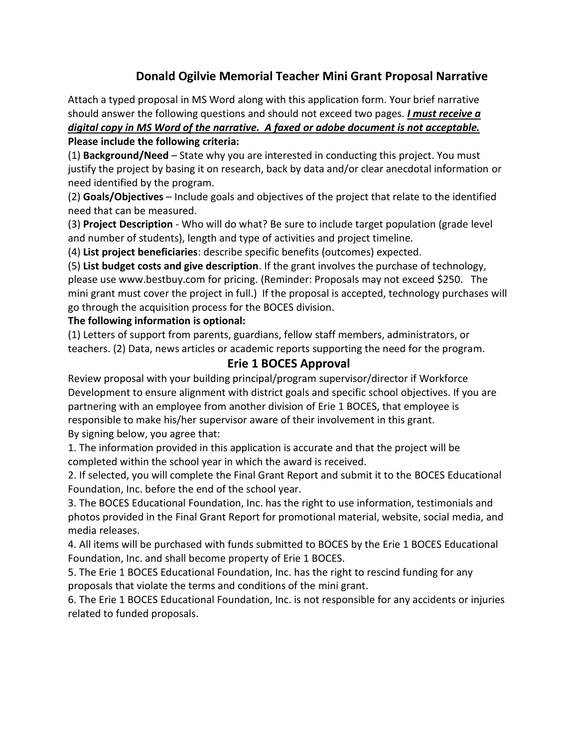## Donald Ogilvie Memorial Teacher Mini Grant Proposal Narrative

Attach a typed proposal in MS Word along with this application form. Your brief narrative should answer the following questions and should not exceed two pages. ***I must receive a digital copy in MS Word of the narrative. A faxed or adobe document is not acceptable.***

**Please include the following criteria:**

(1) **Background/Need** – State why you are interested in conducting this project. You must justify the project by basing it on research, back by data and/or clear anecdotal information or need identified by the program.

(2) **Goals/Objectives** – Include goals and objectives of the project that relate to the identified need that can be measured.

(3) **Project Description** - Who will do what? Be sure to include target population (grade level and number of students), length and type of activities and project timeline.

(4) **List project beneficiaries**: describe specific benefits (outcomes) expected.

(5) **List budget costs and give description**. If the grant involves the purchase of technology, please use www.bestbuy.com for pricing. (Reminder: Proposals may not exceed $250. The mini grant must cover the project in full.) If the proposal is accepted, technology purchases will go through the acquisition process for the BOCES division.

**The following information is optional:**

(1) Letters of support from parents, guardians, fellow staff members, administrators, or teachers. (2) Data, news articles or academic reports supporting the need for the program.

## Erie 1 BOCES Approval

Review proposal with your building principal/program supervisor/director if Workforce Development to ensure alignment with district goals and specific school objectives. If you are partnering with an employee from another division of Erie 1 BOCES, that employee is responsible to make his/her supervisor aware of their involvement in this grant.

By signing below, you agree that:

1. The information provided in this application is accurate and that the project will be completed within the school year in which the award is received.
2. If selected, you will complete the Final Grant Report and submit it to the BOCES Educational Foundation, Inc. before the end of the school year.
3. The BOCES Educational Foundation, Inc. has the right to use information, testimonials and photos provided in the Final Grant Report for promotional material, website, social media, and media releases.
4. All items will be purchased with funds submitted to BOCES by the Erie 1 BOCES Educational Foundation, Inc. and shall become property of Erie 1 BOCES.
5. The Erie 1 BOCES Educational Foundation, Inc. has the right to rescind funding for any proposals that violate the terms and conditions of the mini grant.
6. The Erie 1 BOCES Educational Foundation, Inc. is not responsible for any accidents or injuries related to funded proposals.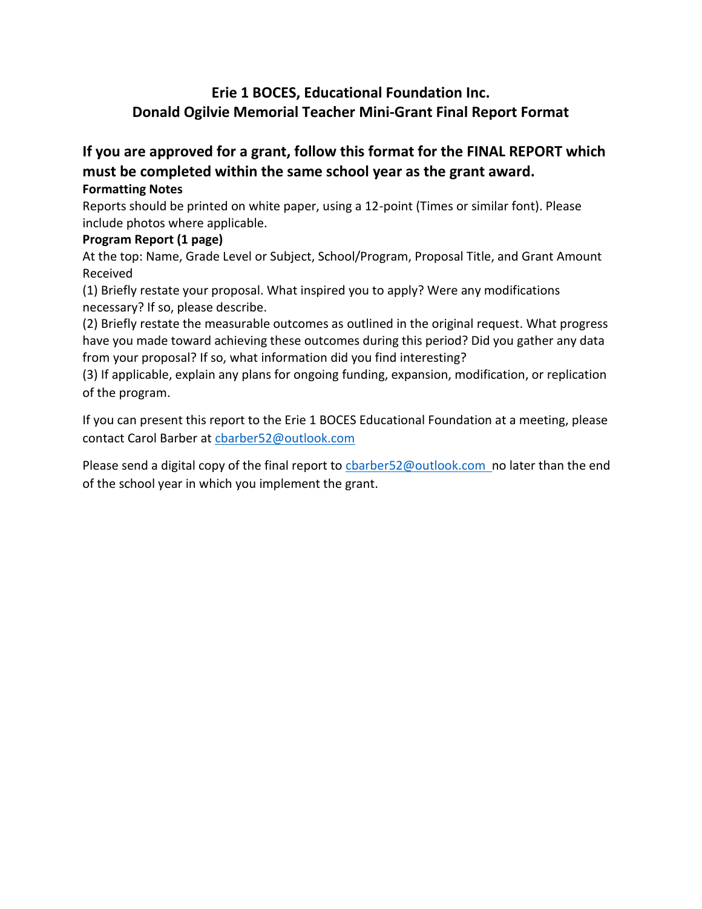## Erie 1 BOCES, Educational Foundation Inc.
## Donald Ogilvie Memorial Teacher Mini-Grant Final Report Format

### If you are approved for a grant, follow this format for the FINAL REPORT which must be completed within the same school year as the grant award.

**Formatting Notes**

Reports should be printed on white paper, using a 12-point (Times or similar font). Please include photos where applicable.

**Program Report (1 page)**

At the top: Name, Grade Level or Subject, School/Program, Proposal Title, and Grant Amount Received

(1) Briefly restate your proposal. What inspired you to apply? Were any modifications necessary? If so, please describe.

(2) Briefly restate the measurable outcomes as outlined in the original request. What progress have you made toward achieving these outcomes during this period? Did you gather any data from your proposal? If so, what information did you find interesting?

(3) If applicable, explain any plans for ongoing funding, expansion, modification, or replication of the program.

If you can present this report to the Erie 1 BOCES Educational Foundation at a meeting, please contact Carol Barber at cbarber52@outlook.com

Please send a digital copy of the final report to cbarber52@outlook.com no later than the end of the school year in which you implement the grant.